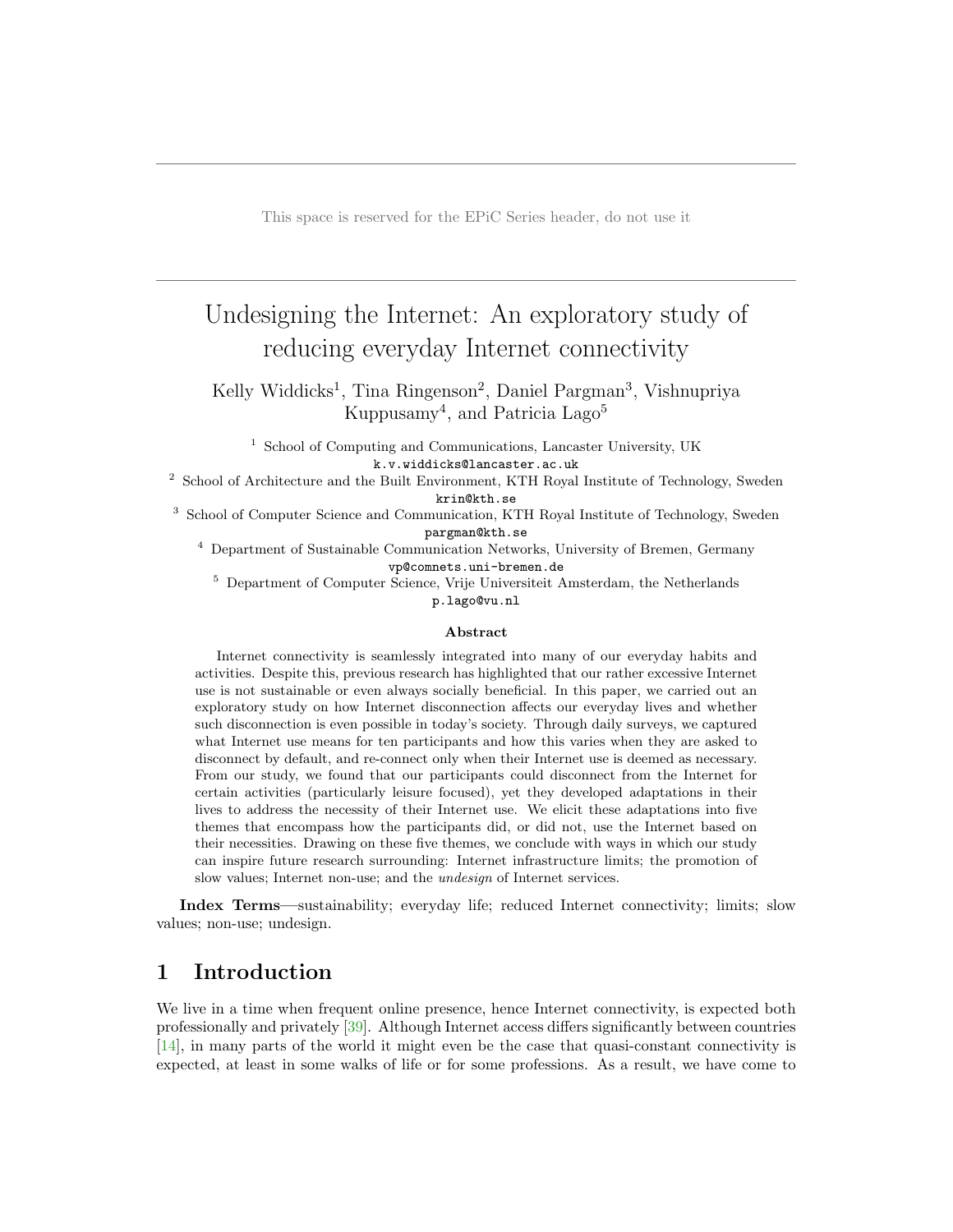# Undesigning the Internet: An exploratory study of reducing everyday Internet connectivity

Kelly Widdicks[1], Tina Ringenson[2], Daniel Pargman[3], Vishnupriya Kuppusamy[4], and Patricia Lago[5]

[1] School of Computing and Communications, Lancaster University, UK
k.v.widdicks@lancaster.ac.uk

[2] School of Architecture and the Built Environment, KTH Royal Institute of Technology, Sweden
krin@kth.se

[3] School of Computer Science and Communication, KTH Royal Institute of Technology, Sweden
pargman@kth.se

[4] Department of Sustainable Communication Networks, University of Bremen, Germany
vp@comnets.uni-bremen.de

[5] Department of Computer Science, Vrije Universiteit Amsterdam, the Netherlands
p.lago@vu.nl

### Abstract

Internet connectivity is seamlessly integrated into many of our everyday habits and activities. Despite this, previous research has highlighted that our rather excessive Internet use is not sustainable or even always socially beneficial. In this paper, we carried out an exploratory study on how Internet disconnection affects our everyday lives and whether such disconnection is even possible in today's society. Through daily surveys, we captured what Internet use means for ten participants and how this varies when they are asked to disconnect by default, and re-connect only when their Internet use is deemed as necessary. From our study, we found that our participants could disconnect from the Internet for certain activities (particularly leisure focused), yet they developed adaptations in their lives to address the necessity of their Internet use. We elicit these adaptations into five themes that encompass how the participants did, or did not, use the Internet based on their necessities. Drawing on these five themes, we conclude with ways in which our study can inspire future research surrounding: Internet infrastructure limits; the promotion of slow values; Internet non-use; and the *undesign* of Internet services.

**Index Terms**—sustainability; everyday life; reduced Internet connectivity; limits; slow values; non-use; undesign.

## 1 Introduction

We live in a time when frequent online presence, hence Internet connectivity, is expected both professionally and privately [39]. Although Internet access differs significantly between countries [14], in many parts of the world it might even be the case that quasi-constant connectivity is expected, at least in some walks of life or for some professions. As a result, we have come to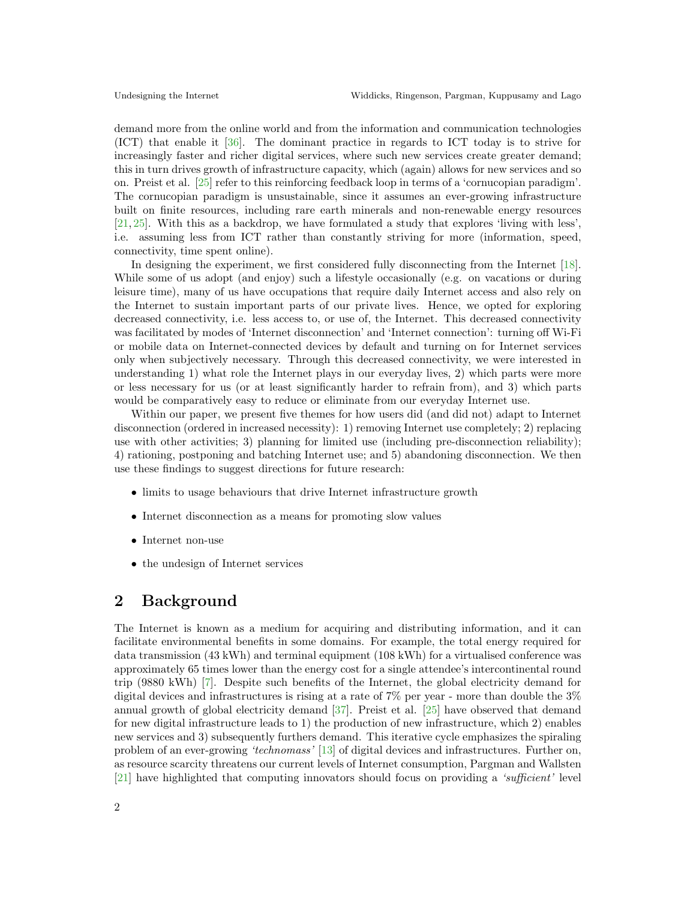demand more from the online world and from the information and communication technologies (ICT) that enable it [36]. The dominant practice in regards to ICT today is to strive for increasingly faster and richer digital services, where such new services create greater demand; this in turn drives growth of infrastructure capacity, which (again) allows for new services and so on. Preist et al. [25] refer to this reinforcing feedback loop in terms of a 'cornucopian paradigm'. The cornucopian paradigm is unsustainable, since it assumes an ever-growing infrastructure built on finite resources, including rare earth minerals and non-renewable energy resources [21, 25]. With this as a backdrop, we have formulated a study that explores 'living with less', i.e. assuming less from ICT rather than constantly striving for more (information, speed, connectivity, time spent online).

In designing the experiment, we first considered fully disconnecting from the Internet [18]. While some of us adopt (and enjoy) such a lifestyle occasionally (e.g. on vacations or during leisure time), many of us have occupations that require daily Internet access and also rely on the Internet to sustain important parts of our private lives. Hence, we opted for exploring decreased connectivity, i.e. less access to, or use of, the Internet. This decreased connectivity was facilitated by modes of 'Internet disconnection' and 'Internet connection': turning off Wi-Fi or mobile data on Internet-connected devices by default and turning on for Internet services only when subjectively necessary. Through this decreased connectivity, we were interested in understanding 1) what role the Internet plays in our everyday lives, 2) which parts were more or less necessary for us (or at least significantly harder to refrain from), and 3) which parts would be comparatively easy to reduce or eliminate from our everyday Internet use.

Within our paper, we present five themes for how users did (and did not) adapt to Internet disconnection (ordered in increased necessity): 1) removing Internet use completely; 2) replacing use with other activities; 3) planning for limited use (including pre-disconnection reliability); 4) rationing, postponing and batching Internet use; and 5) abandoning disconnection. We then use these findings to suggest directions for future research:

- limits to usage behaviours that drive Internet infrastructure growth
- Internet disconnection as a means for promoting slow values
- Internet non-use
- the undesign of Internet services

## 2 Background

The Internet is known as a medium for acquiring and distributing information, and it can facilitate environmental benefits in some domains. For example, the total energy required for data transmission (43 kWh) and terminal equipment (108 kWh) for a virtualised conference was approximately 65 times lower than the energy cost for a single attendee's intercontinental round trip (9880 kWh) [7]. Despite such benefits of the Internet, the global electricity demand for digital devices and infrastructures is rising at a rate of 7% per year - more than double the 3% annual growth of global electricity demand [37]. Preist et al. [25] have observed that demand for new digital infrastructure leads to 1) the production of new infrastructure, which 2) enables new services and 3) subsequently furthers demand. This iterative cycle emphasizes the spiraling problem of an ever-growing *'technomass'* [13] of digital devices and infrastructures. Further on, as resource scarcity threatens our current levels of Internet consumption, Pargman and Wallsten [21] have highlighted that computing innovators should focus on providing a *'sufficient'* level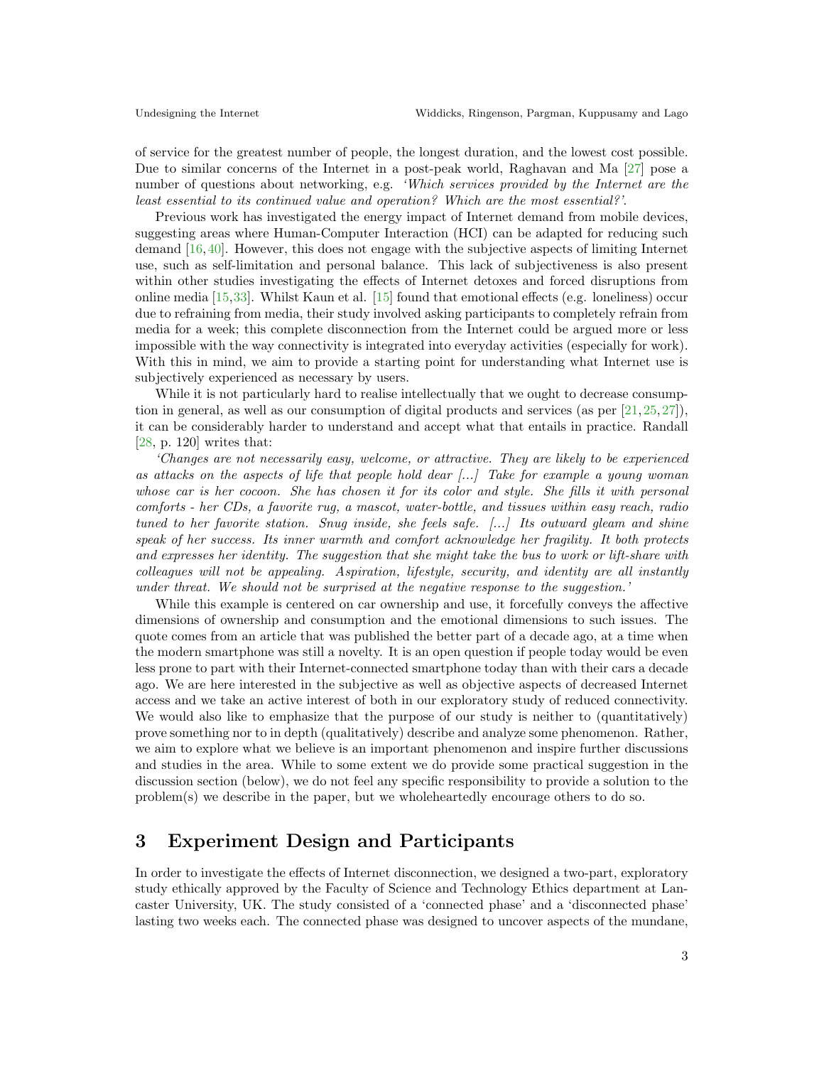of service for the greatest number of people, the longest duration, and the lowest cost possible. Due to similar concerns of the Internet in a post-peak world, Raghavan and Ma [27] pose a number of questions about networking, e.g. *'Which services provided by the Internet are the least essential to its continued value and operation? Which are the most essential?'*.

Previous work has investigated the energy impact of Internet demand from mobile devices, suggesting areas where Human-Computer Interaction (HCI) can be adapted for reducing such demand [16, 40]. However, this does not engage with the subjective aspects of limiting Internet use, such as self-limitation and personal balance. This lack of subjectiveness is also present within other studies investigating the effects of Internet detoxes and forced disruptions from online media [15,33]. Whilst Kaun et al. [15] found that emotional effects (e.g. loneliness) occur due to refraining from media, their study involved asking participants to completely refrain from media for a week; this complete disconnection from the Internet could be argued more or less impossible with the way connectivity is integrated into everyday activities (especially for work). With this in mind, we aim to provide a starting point for understanding what Internet use is subjectively experienced as necessary by users.

While it is not particularly hard to realise intellectually that we ought to decrease consumption in general, as well as our consumption of digital products and services (as per [21, 25, 27]), it can be considerably harder to understand and accept what that entails in practice. Randall [28, p. 120] writes that:

*'Changes are not necessarily easy, welcome, or attractive. They are likely to be experienced as attacks on the aspects of life that people hold dear [...] Take for example a young woman whose car is her cocoon. She has chosen it for its color and style. She fills it with personal comforts - her CDs, a favorite rug, a mascot, water-bottle, and tissues within easy reach, radio tuned to her favorite station. Snug inside, she feels safe. [...] Its outward gleam and shine speak of her success. Its inner warmth and comfort acknowledge her fragility. It both protects and expresses her identity. The suggestion that she might take the bus to work or lift-share with colleagues will not be appealing. Aspiration, lifestyle, security, and identity are all instantly under threat. We should not be surprised at the negative response to the suggestion.'*

While this example is centered on car ownership and use, it forcefully conveys the affective dimensions of ownership and consumption and the emotional dimensions to such issues. The quote comes from an article that was published the better part of a decade ago, at a time when the modern smartphone was still a novelty. It is an open question if people today would be even less prone to part with their Internet-connected smartphone today than with their cars a decade ago. We are here interested in the subjective as well as objective aspects of decreased Internet access and we take an active interest of both in our exploratory study of reduced connectivity. We would also like to emphasize that the purpose of our study is neither to (quantitatively) prove something nor to in depth (qualitatively) describe and analyze some phenomenon. Rather, we aim to explore what we believe is an important phenomenon and inspire further discussions and studies in the area. While to some extent we do provide some practical suggestion in the discussion section (below), we do not feel any specific responsibility to provide a solution to the problem(s) we describe in the paper, but we wholeheartedly encourage others to do so.

## 3 Experiment Design and Participants

In order to investigate the effects of Internet disconnection, we designed a two-part, exploratory study ethically approved by the Faculty of Science and Technology Ethics department at Lancaster University, UK. The study consisted of a 'connected phase' and a 'disconnected phase' lasting two weeks each. The connected phase was designed to uncover aspects of the mundane,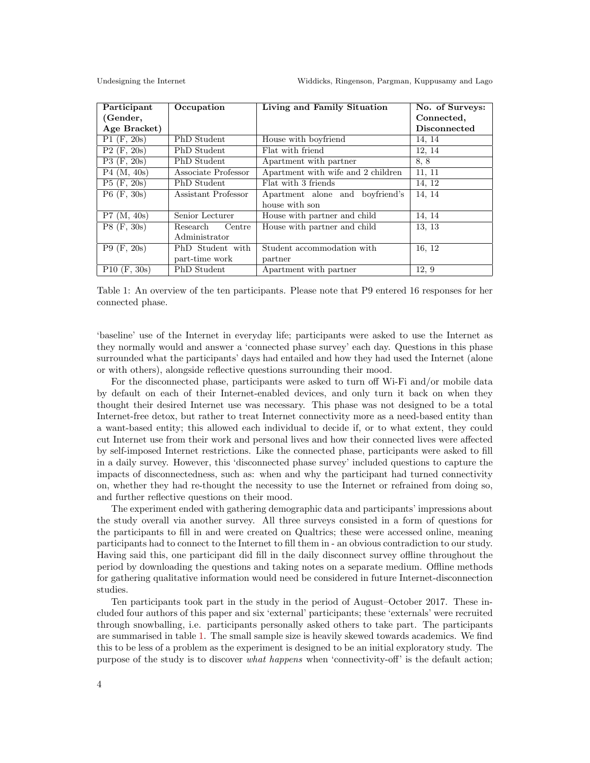| Participant (Gender, Age Bracket) | Occupation | Living and Family Situation | No. of Surveys: Connected, Disconnected |
|---|---|---|---|
| P1 (F, 20s) | PhD Student | House with boyfriend | 14, 14 |
| P2 (F, 20s) | PhD Student | Flat with friend | 12, 14 |
| P3 (F, 20s) | PhD Student | Apartment with partner | 8, 8 |
| P4 (M, 40s) | Associate Professor | Apartment with wife and 2 children | 11, 11 |
| P5 (F, 20s) | PhD Student | Flat with 3 friends | 14, 12 |
| P6 (F, 30s) | Assistant Professor | Apartment alone and boyfriend's house with son | 14, 14 |
| P7 (M, 40s) | Senior Lecturer | House with partner and child | 14, 14 |
| P8 (F, 30s) | Research Centre Administrator | House with partner and child | 13, 13 |
| P9 (F, 20s) | PhD Student with part-time work | Student accommodation with partner | 16, 12 |
| P10 (F, 30s) | PhD Student | Apartment with partner | 12, 9 |

Table 1: An overview of the ten participants. Please note that P9 entered 16 responses for her connected phase.

'baseline' use of the Internet in everyday life; participants were asked to use the Internet as they normally would and answer a 'connected phase survey' each day. Questions in this phase surrounded what the participants' days had entailed and how they had used the Internet (alone or with others), alongside reflective questions surrounding their mood.

For the disconnected phase, participants were asked to turn off Wi-Fi and/or mobile data by default on each of their Internet-enabled devices, and only turn it back on when they thought their desired Internet use was necessary. This phase was not designed to be a total Internet-free detox, but rather to treat Internet connectivity more as a need-based entity than a want-based entity; this allowed each individual to decide if, or to what extent, they could cut Internet use from their work and personal lives and how their connected lives were affected by self-imposed Internet restrictions. Like the connected phase, participants were asked to fill in a daily survey. However, this 'disconnected phase survey' included questions to capture the impacts of disconnectedness, such as: when and why the participant had turned connectivity on, whether they had re-thought the necessity to use the Internet or refrained from doing so, and further reflective questions on their mood.

The experiment ended with gathering demographic data and participants' impressions about the study overall via another survey. All three surveys consisted in a form of questions for the participants to fill in and were created on Qualtrics; these were accessed online, meaning participants had to connect to the Internet to fill them in - an obvious contradiction to our study. Having said this, one participant did fill in the daily disconnect survey offline throughout the period by downloading the questions and taking notes on a separate medium. Offline methods for gathering qualitative information would need be considered in future Internet-disconnection studies.

Ten participants took part in the study in the period of August–October 2017. These included four authors of this paper and six 'external' participants; these 'externals' were recruited through snowballing, i.e. participants personally asked others to take part. The participants are summarised in table 1. The small sample size is heavily skewed towards academics. We find this to be less of a problem as the experiment is designed to be an initial exploratory study. The purpose of the study is to discover *what happens* when 'connectivity-off' is the default action;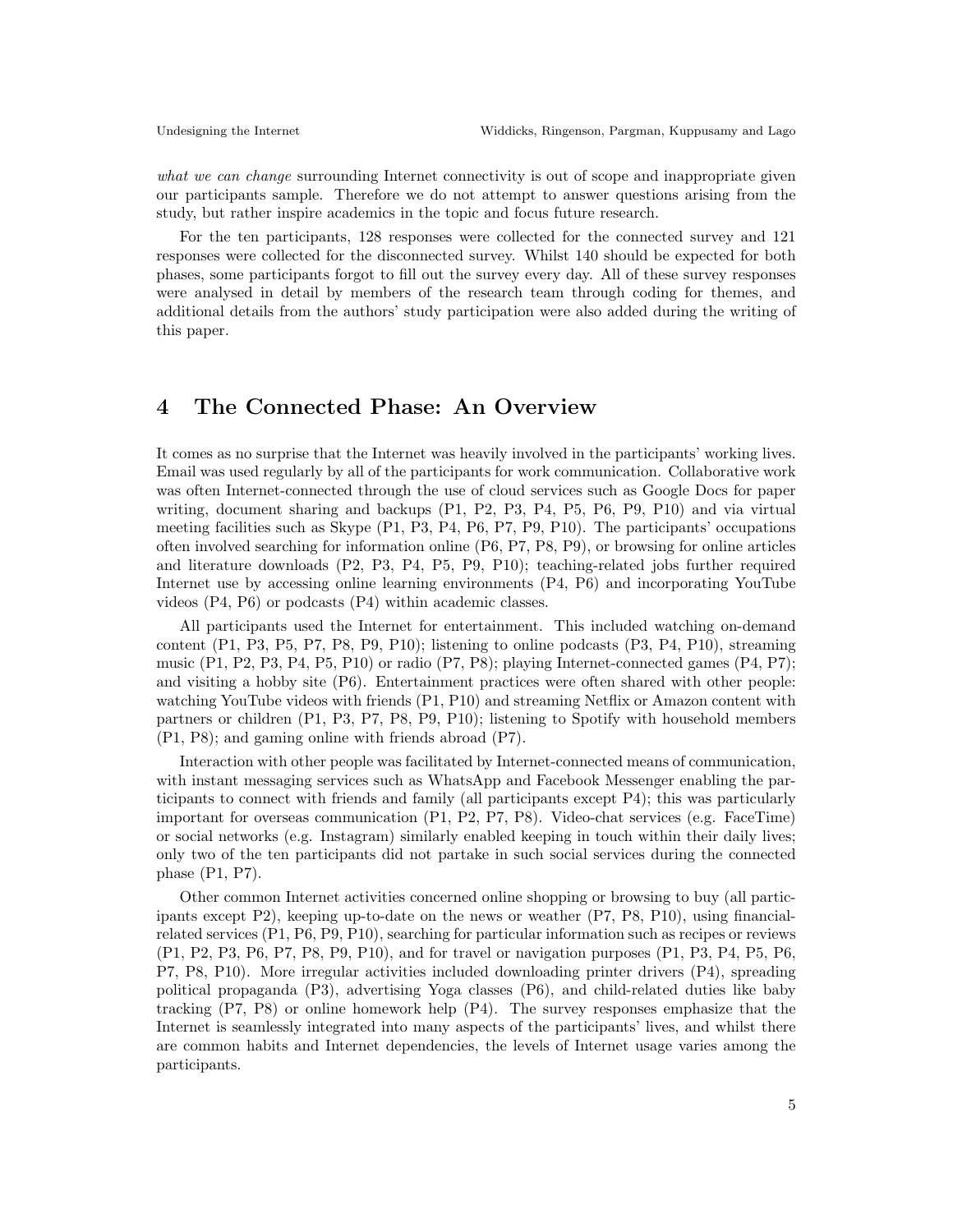*what we can change* surrounding Internet connectivity is out of scope and inappropriate given our participants sample. Therefore we do not attempt to answer questions arising from the study, but rather inspire academics in the topic and focus future research.

For the ten participants, 128 responses were collected for the connected survey and 121 responses were collected for the disconnected survey. Whilst 140 should be expected for both phases, some participants forgot to fill out the survey every day. All of these survey responses were analysed in detail by members of the research team through coding for themes, and additional details from the authors' study participation were also added during the writing of this paper.

# 4 The Connected Phase: An Overview

It comes as no surprise that the Internet was heavily involved in the participants' working lives. Email was used regularly by all of the participants for work communication. Collaborative work was often Internet-connected through the use of cloud services such as Google Docs for paper writing, document sharing and backups (P1, P2, P3, P4, P5, P6, P9, P10) and via virtual meeting facilities such as Skype (P1, P3, P4, P6, P7, P9, P10). The participants' occupations often involved searching for information online (P6, P7, P8, P9), or browsing for online articles and literature downloads (P2, P3, P4, P5, P9, P10); teaching-related jobs further required Internet use by accessing online learning environments (P4, P6) and incorporating YouTube videos (P4, P6) or podcasts (P4) within academic classes.

All participants used the Internet for entertainment. This included watching on-demand content (P1, P3, P5, P7, P8, P9, P10); listening to online podcasts (P3, P4, P10), streaming music (P1, P2, P3, P4, P5, P10) or radio (P7, P8); playing Internet-connected games (P4, P7); and visiting a hobby site (P6). Entertainment practices were often shared with other people: watching YouTube videos with friends (P1, P10) and streaming Netflix or Amazon content with partners or children (P1, P3, P7, P8, P9, P10); listening to Spotify with household members (P1, P8); and gaming online with friends abroad (P7).

Interaction with other people was facilitated by Internet-connected means of communication, with instant messaging services such as WhatsApp and Facebook Messenger enabling the participants to connect with friends and family (all participants except P4); this was particularly important for overseas communication (P1, P2, P7, P8). Video-chat services (e.g. FaceTime) or social networks (e.g. Instagram) similarly enabled keeping in touch within their daily lives; only two of the ten participants did not partake in such social services during the connected phase (P1, P7).

Other common Internet activities concerned online shopping or browsing to buy (all participants except P2), keeping up-to-date on the news or weather (P7, P8, P10), using financial-related services (P1, P6, P9, P10), searching for particular information such as recipes or reviews (P1, P2, P3, P6, P7, P8, P9, P10), and for travel or navigation purposes (P1, P3, P4, P5, P6, P7, P8, P10). More irregular activities included downloading printer drivers (P4), spreading political propaganda (P3), advertising Yoga classes (P6), and child-related duties like baby tracking (P7, P8) or online homework help (P4). The survey responses emphasize that the Internet is seamlessly integrated into many aspects of the participants' lives, and whilst there are common habits and Internet dependencies, the levels of Internet usage varies among the participants.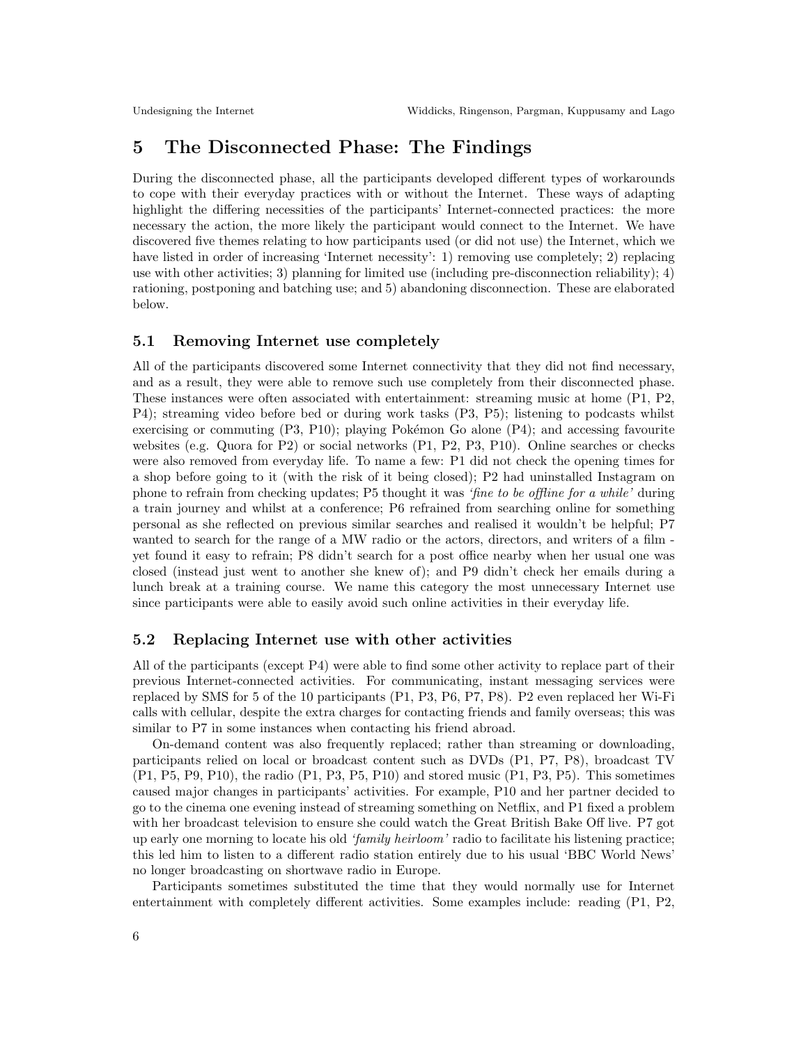## 5 The Disconnected Phase: The Findings

During the disconnected phase, all the participants developed different types of workarounds to cope with their everyday practices with or without the Internet. These ways of adapting highlight the differing necessities of the participants' Internet-connected practices: the more necessary the action, the more likely the participant would connect to the Internet. We have discovered five themes relating to how participants used (or did not use) the Internet, which we have listed in order of increasing 'Internet necessity': 1) removing use completely; 2) replacing use with other activities; 3) planning for limited use (including pre-disconnection reliability); 4) rationing, postponing and batching use; and 5) abandoning disconnection. These are elaborated below.

### 5.1 Removing Internet use completely

All of the participants discovered some Internet connectivity that they did not find necessary, and as a result, they were able to remove such use completely from their disconnected phase. These instances were often associated with entertainment: streaming music at home (P1, P2, P4); streaming video before bed or during work tasks (P3, P5); listening to podcasts whilst exercising or commuting (P3, P10); playing Pokémon Go alone (P4); and accessing favourite websites (e.g. Quora for P2) or social networks (P1, P2, P3, P10). Online searches or checks were also removed from everyday life. To name a few: P1 did not check the opening times for a shop before going to it (with the risk of it being closed); P2 had uninstalled Instagram on phone to refrain from checking updates; P5 thought it was *'fine to be offline for a while'* during a train journey and whilst at a conference; P6 refrained from searching online for something personal as she reflected on previous similar searches and realised it wouldn't be helpful; P7 wanted to search for the range of a MW radio or the actors, directors, and writers of a film - yet found it easy to refrain; P8 didn't search for a post office nearby when her usual one was closed (instead just went to another she knew of); and P9 didn't check her emails during a lunch break at a training course. We name this category the most unnecessary Internet use since participants were able to easily avoid such online activities in their everyday life.

### 5.2 Replacing Internet use with other activities

All of the participants (except P4) were able to find some other activity to replace part of their previous Internet-connected activities. For communicating, instant messaging services were replaced by SMS for 5 of the 10 participants (P1, P3, P6, P7, P8). P2 even replaced her Wi-Fi calls with cellular, despite the extra charges for contacting friends and family overseas; this was similar to P7 in some instances when contacting his friend abroad.

On-demand content was also frequently replaced; rather than streaming or downloading, participants relied on local or broadcast content such as DVDs (P1, P7, P8), broadcast TV (P1, P5, P9, P10), the radio (P1, P3, P5, P10) and stored music (P1, P3, P5). This sometimes caused major changes in participants' activities. For example, P10 and her partner decided to go to the cinema one evening instead of streaming something on Netflix, and P1 fixed a problem with her broadcast television to ensure she could watch the Great British Bake Off live. P7 got up early one morning to locate his old *'family heirloom'* radio to facilitate his listening practice; this led him to listen to a different radio station entirely due to his usual 'BBC World News' no longer broadcasting on shortwave radio in Europe.

Participants sometimes substituted the time that they would normally use for Internet entertainment with completely different activities. Some examples include: reading (P1, P2,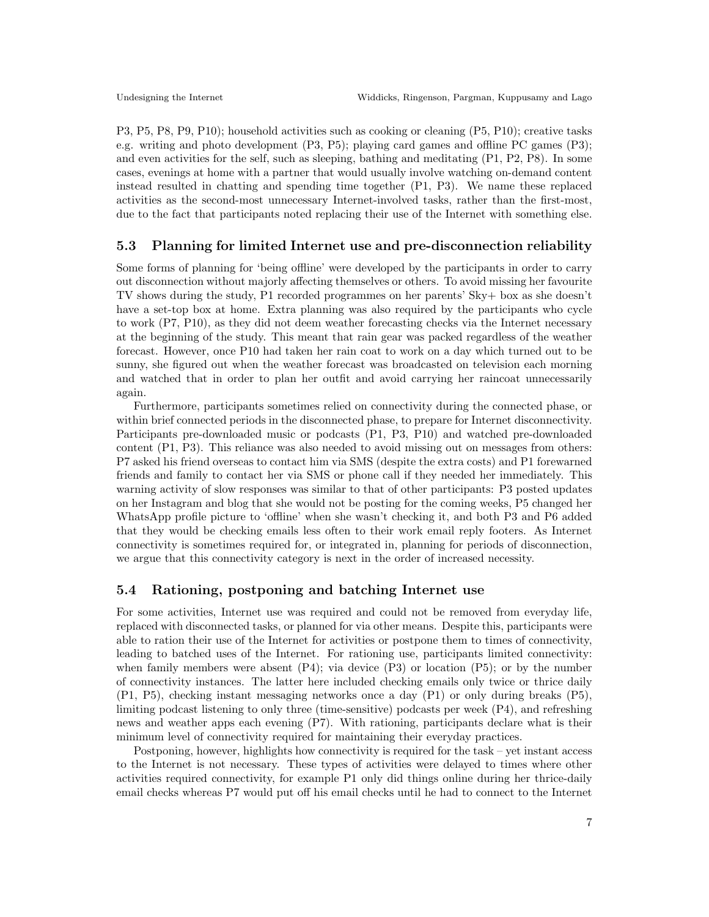P3, P5, P8, P9, P10); household activities such as cooking or cleaning (P5, P10); creative tasks e.g. writing and photo development (P3, P5); playing card games and offline PC games (P3); and even activities for the self, such as sleeping, bathing and meditating (P1, P2, P8). In some cases, evenings at home with a partner that would usually involve watching on-demand content instead resulted in chatting and spending time together (P1, P3). We name these replaced activities as the second-most unnecessary Internet-involved tasks, rather than the first-most, due to the fact that participants noted replacing their use of the Internet with something else.

### 5.3 Planning for limited Internet use and pre-disconnection reliability

Some forms of planning for 'being offline' were developed by the participants in order to carry out disconnection without majorly affecting themselves or others. To avoid missing her favourite TV shows during the study, P1 recorded programmes on her parents' Sky+ box as she doesn't have a set-top box at home. Extra planning was also required by the participants who cycle to work (P7, P10), as they did not deem weather forecasting checks via the Internet necessary at the beginning of the study. This meant that rain gear was packed regardless of the weather forecast. However, once P10 had taken her rain coat to work on a day which turned out to be sunny, she figured out when the weather forecast was broadcasted on television each morning and watched that in order to plan her outfit and avoid carrying her raincoat unnecessarily again.

Furthermore, participants sometimes relied on connectivity during the connected phase, or within brief connected periods in the disconnected phase, to prepare for Internet disconnectivity. Participants pre-downloaded music or podcasts (P1, P3, P10) and watched pre-downloaded content (P1, P3). This reliance was also needed to avoid missing out on messages from others: P7 asked his friend overseas to contact him via SMS (despite the extra costs) and P1 forewarned friends and family to contact her via SMS or phone call if they needed her immediately. This warning activity of slow responses was similar to that of other participants: P3 posted updates on her Instagram and blog that she would not be posting for the coming weeks, P5 changed her WhatsApp profile picture to 'offline' when she wasn't checking it, and both P3 and P6 added that they would be checking emails less often to their work email reply footers. As Internet connectivity is sometimes required for, or integrated in, planning for periods of disconnection, we argue that this connectivity category is next in the order of increased necessity.

### 5.4 Rationing, postponing and batching Internet use

For some activities, Internet use was required and could not be removed from everyday life, replaced with disconnected tasks, or planned for via other means. Despite this, participants were able to ration their use of the Internet for activities or postpone them to times of connectivity, leading to batched uses of the Internet. For rationing use, participants limited connectivity: when family members were absent (P4); via device (P3) or location (P5); or by the number of connectivity instances. The latter here included checking emails only twice or thrice daily (P1, P5), checking instant messaging networks once a day (P1) or only during breaks (P5), limiting podcast listening to only three (time-sensitive) podcasts per week (P4), and refreshing news and weather apps each evening (P7). With rationing, participants declare what is their minimum level of connectivity required for maintaining their everyday practices.

Postponing, however, highlights how connectivity is required for the task – yet instant access to the Internet is not necessary. These types of activities were delayed to times where other activities required connectivity, for example P1 only did things online during her thrice-daily email checks whereas P7 would put off his email checks until he had to connect to the Internet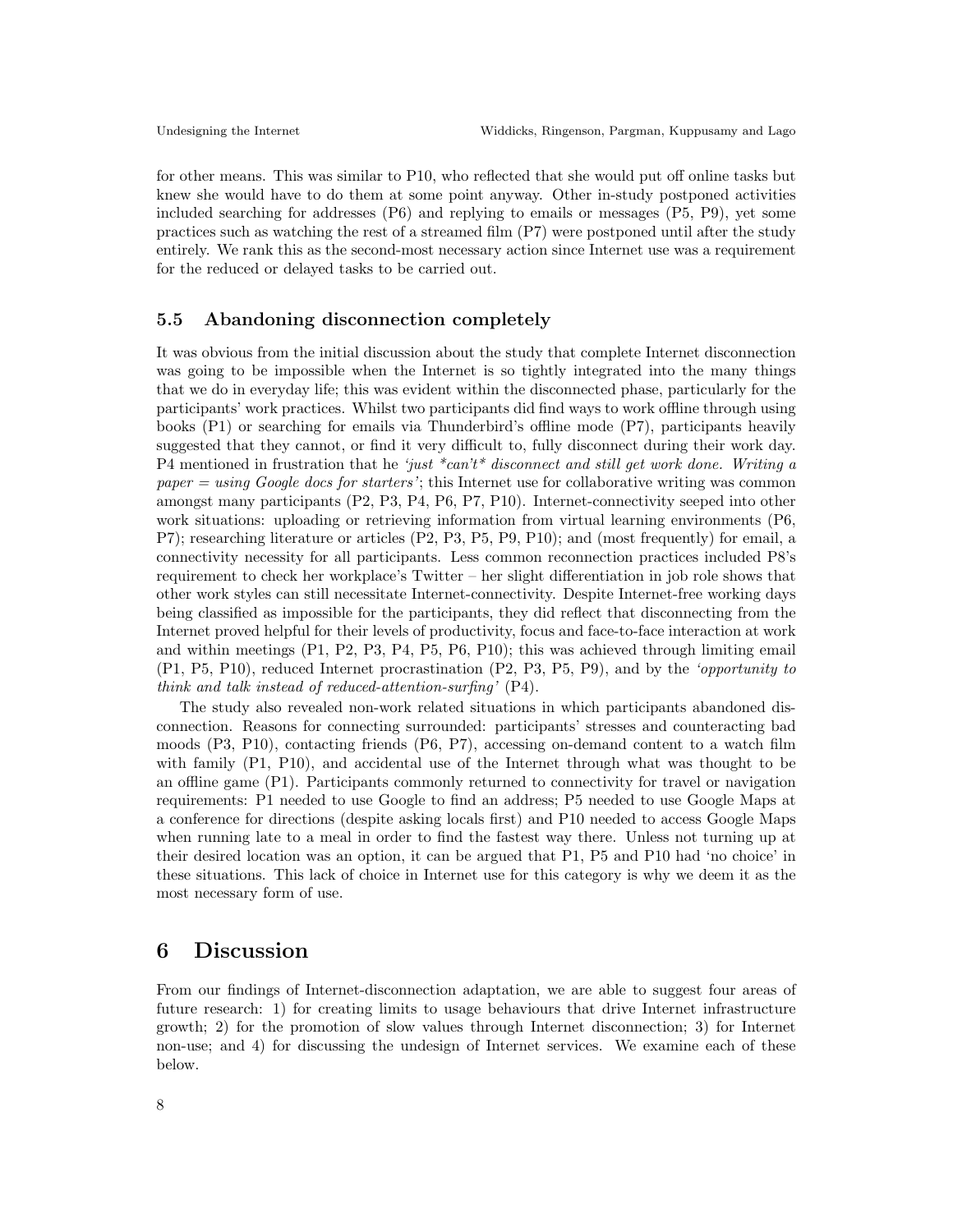for other means. This was similar to P10, who reflected that she would put off online tasks but knew she would have to do them at some point anyway. Other in-study postponed activities included searching for addresses (P6) and replying to emails or messages (P5, P9), yet some practices such as watching the rest of a streamed film (P7) were postponed until after the study entirely. We rank this as the second-most necessary action since Internet use was a requirement for the reduced or delayed tasks to be carried out.

### 5.5 Abandoning disconnection completely

It was obvious from the initial discussion about the study that complete Internet disconnection was going to be impossible when the Internet is so tightly integrated into the many things that we do in everyday life; this was evident within the disconnected phase, particularly for the participants' work practices. Whilst two participants did find ways to work offline through using books (P1) or searching for emails via Thunderbird's offline mode (P7), participants heavily suggested that they cannot, or find it very difficult to, fully disconnect during their work day. P4 mentioned in frustration that he *'just *can't* disconnect and still get work done. Writing a paper = using Google docs for starters'*; this Internet use for collaborative writing was common amongst many participants (P2, P3, P4, P6, P7, P10). Internet-connectivity seeped into other work situations: uploading or retrieving information from virtual learning environments (P6, P7); researching literature or articles (P2, P3, P5, P9, P10); and (most frequently) for email, a connectivity necessity for all participants. Less common reconnection practices included P8's requirement to check her workplace's Twitter – her slight differentiation in job role shows that other work styles can still necessitate Internet-connectivity. Despite Internet-free working days being classified as impossible for the participants, they did reflect that disconnecting from the Internet proved helpful for their levels of productivity, focus and face-to-face interaction at work and within meetings (P1, P2, P3, P4, P5, P6, P10); this was achieved through limiting email (P1, P5, P10), reduced Internet procrastination (P2, P3, P5, P9), and by the *'opportunity to think and talk instead of reduced-attention-surfing'* (P4).

The study also revealed non-work related situations in which participants abandoned disconnection. Reasons for connecting surrounded: participants' stresses and counteracting bad moods (P3, P10), contacting friends (P6, P7), accessing on-demand content to a watch film with family (P1, P10), and accidental use of the Internet through what was thought to be an offline game (P1). Participants commonly returned to connectivity for travel or navigation requirements: P1 needed to use Google to find an address; P5 needed to use Google Maps at a conference for directions (despite asking locals first) and P10 needed to access Google Maps when running late to a meal in order to find the fastest way there. Unless not turning up at their desired location was an option, it can be argued that P1, P5 and P10 had 'no choice' in these situations. This lack of choice in Internet use for this category is why we deem it as the most necessary form of use.

## 6 Discussion

From our findings of Internet-disconnection adaptation, we are able to suggest four areas of future research: 1) for creating limits to usage behaviours that drive Internet infrastructure growth; 2) for the promotion of slow values through Internet disconnection; 3) for Internet non-use; and 4) for discussing the undesign of Internet services. We examine each of these below.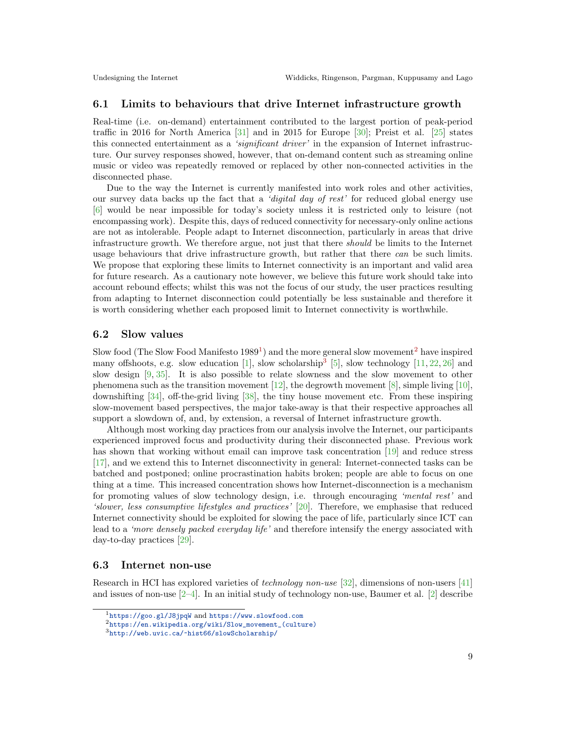## 6.1 Limits to behaviours that drive Internet infrastructure growth

Real-time (i.e. on-demand) entertainment contributed to the largest portion of peak-period traffic in 2016 for North America [31] and in 2015 for Europe [30]; Preist et al. [25] states this connected entertainment as a *'significant driver'* in the expansion of Internet infrastructure. Our survey responses showed, however, that on-demand content such as streaming online music or video was repeatedly removed or replaced by other non-connected activities in the disconnected phase.

Due to the way the Internet is currently manifested into work roles and other activities, our survey data backs up the fact that a *'digital day of rest'* for reduced global energy use [6] would be near impossible for today's society unless it is restricted only to leisure (not encompassing work). Despite this, days of reduced connectivity for necessary-only online actions are not as intolerable. People adapt to Internet disconnection, particularly in areas that drive infrastructure growth. We therefore argue, not just that there *should* be limits to the Internet usage behaviours that drive infrastructure growth, but rather that there *can* be such limits. We propose that exploring these limits to Internet connectivity is an important and valid area for future research. As a cautionary note however, we believe this future work should take into account rebound effects; whilst this was not the focus of our study, the user practices resulting from adapting to Internet disconnection could potentially be less sustainable and therefore it is worth considering whether each proposed limit to Internet connectivity is worthwhile.

## 6.2 Slow values

Slow food (The Slow Food Manifesto 1989[1]) and the more general slow movement[2] have inspired many offshoots, e.g. slow education [1], slow scholarship[3] [5], slow technology [11, 22, 26] and slow design [9, 35]. It is also possible to relate slowness and the slow movement to other phenomena such as the transition movement [12], the degrowth movement [8], simple living [10], downshifting [34], off-the-grid living [38], the tiny house movement etc. From these inspiring slow-movement based perspectives, the major take-away is that their respective approaches all support a slowdown of, and, by extension, a reversal of Internet infrastructure growth.

Although most working day practices from our analysis involve the Internet, our participants experienced improved focus and productivity during their disconnected phase. Previous work has shown that working without email can improve task concentration [19] and reduce stress [17], and we extend this to Internet disconnectivity in general: Internet-connected tasks can be batched and postponed; online procrastination habits broken; people are able to focus on one thing at a time. This increased concentration shows how Internet-disconnection is a mechanism for promoting values of slow technology design, i.e. through encouraging *'mental rest'* and *'slower, less consumptive lifestyles and practices'* [20]. Therefore, we emphasise that reduced Internet connectivity should be exploited for slowing the pace of life, particularly since ICT can lead to a *'more densely packed everyday life'* and therefore intensify the energy associated with day-to-day practices [29].

## 6.3 Internet non-use

Research in HCI has explored varieties of *technology non-use* [32], dimensions of non-users [41] and issues of non-use [2–4]. In an initial study of technology non-use, Baumer et al. [2] describe

[1] https://goo.gl/J8jpqW and https://www.slowfood.com
[2] https://en.wikipedia.org/wiki/Slow_movement_(culture)
[3] http://web.uvic.ca/~hist66/slowScholarship/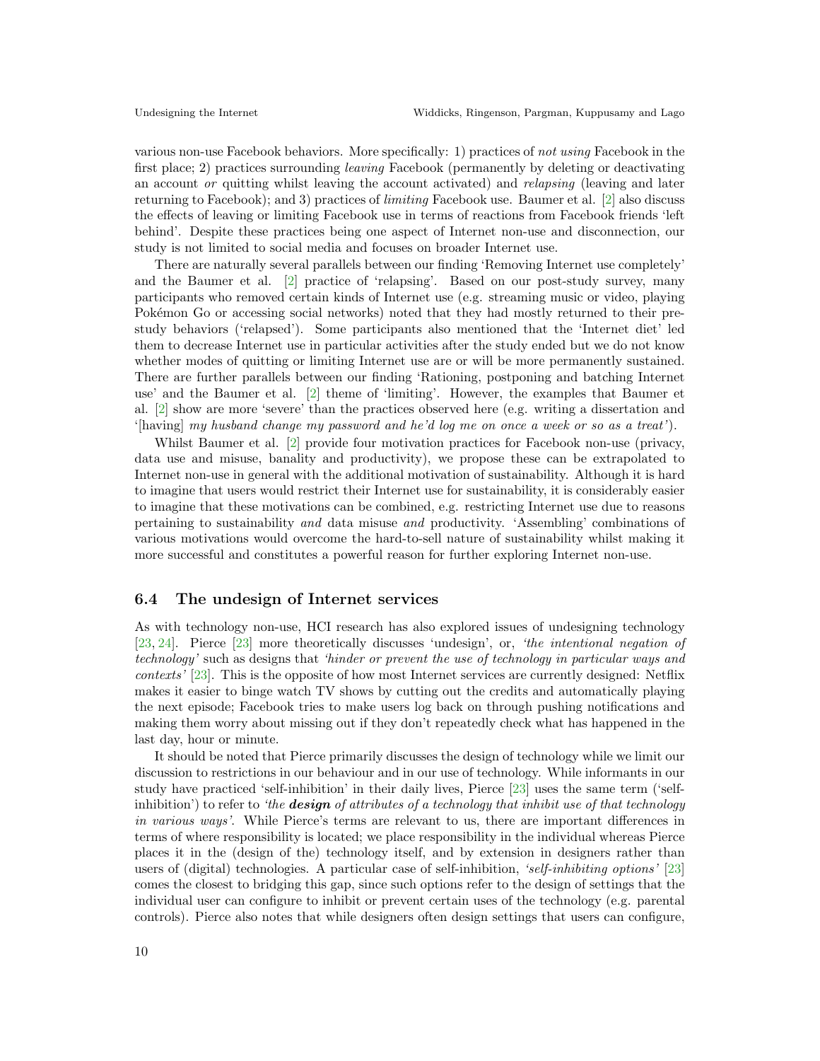various non-use Facebook behaviors. More specifically: 1) practices of *not using* Facebook in the first place; 2) practices surrounding *leaving* Facebook (permanently by deleting or deactivating an account *or* quitting whilst leaving the account activated) and *relapsing* (leaving and later returning to Facebook); and 3) practices of *limiting* Facebook use. Baumer et al. [2] also discuss the effects of leaving or limiting Facebook use in terms of reactions from Facebook friends 'left behind'. Despite these practices being one aspect of Internet non-use and disconnection, our study is not limited to social media and focuses on broader Internet use.

There are naturally several parallels between our finding 'Removing Internet use completely' and the Baumer et al. [2] practice of 'relapsing'. Based on our post-study survey, many participants who removed certain kinds of Internet use (e.g. streaming music or video, playing Pokémon Go or accessing social networks) noted that they had mostly returned to their pre-study behaviors ('relapsed'). Some participants also mentioned that the 'Internet diet' led them to decrease Internet use in particular activities after the study ended but we do not know whether modes of quitting or limiting Internet use are or will be more permanently sustained. There are further parallels between our finding 'Rationing, postponing and batching Internet use' and the Baumer et al. [2] theme of 'limiting'. However, the examples that Baumer et al. [2] show are more 'severe' than the practices observed here (e.g. writing a dissertation and '[having] *my husband change my password and he'd log me on once a week or so as a treat'*).

Whilst Baumer et al. [2] provide four motivation practices for Facebook non-use (privacy, data use and misuse, banality and productivity), we propose these can be extrapolated to Internet non-use in general with the additional motivation of sustainability. Although it is hard to imagine that users would restrict their Internet use for sustainability, it is considerably easier to imagine that these motivations can be combined, e.g. restricting Internet use due to reasons pertaining to sustainability *and* data misuse *and* productivity. 'Assembling' combinations of various motivations would overcome the hard-to-sell nature of sustainability whilst making it more successful and constitutes a powerful reason for further exploring Internet non-use.

### 6.4 The undesign of Internet services

As with technology non-use, HCI research has also explored issues of undesigning technology [23, 24]. Pierce [23] more theoretically discusses 'undesign', or, *'the intentional negation of technology'* such as designs that *'hinder or prevent the use of technology in particular ways and contexts'* [23]. This is the opposite of how most Internet services are currently designed: Netflix makes it easier to binge watch TV shows by cutting out the credits and automatically playing the next episode; Facebook tries to make users log back on through pushing notifications and making them worry about missing out if they don't repeatedly check what has happened in the last day, hour or minute.

It should be noted that Pierce primarily discusses the design of technology while we limit our discussion to restrictions in our behaviour and in our use of technology. While informants in our study have practiced 'self-inhibition' in their daily lives, Pierce [23] uses the same term ('self-inhibition') to refer to *'the* ***design*** *of attributes of a technology that inhibit use of that technology in various ways'*. While Pierce's terms are relevant to us, there are important differences in terms of where responsibility is located; we place responsibility in the individual whereas Pierce places it in the (design of the) technology itself, and by extension in designers rather than users of (digital) technologies. A particular case of self-inhibition, *'self-inhibiting options'* [23] comes the closest to bridging this gap, since such options refer to the design of settings that the individual user can configure to inhibit or prevent certain uses of the technology (e.g. parental controls). Pierce also notes that while designers often design settings that users can configure,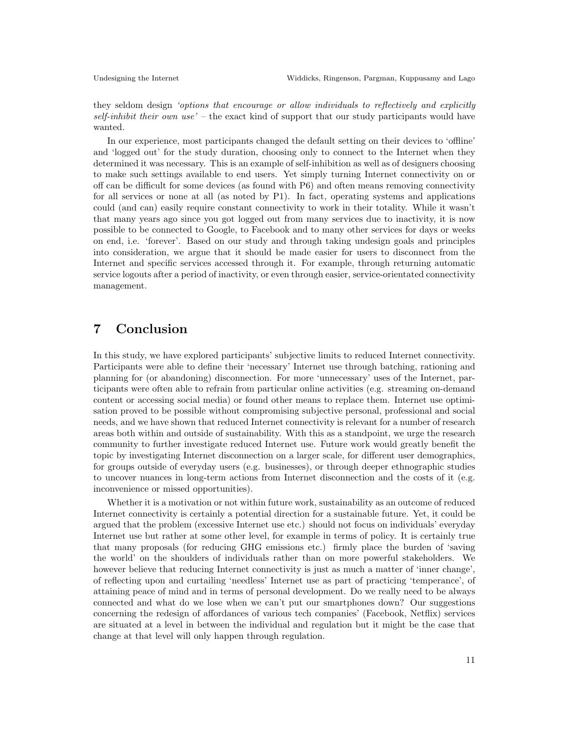they seldom design *'options that encourage or allow individuals to reflectively and explicitly self-inhibit their own use'* – the exact kind of support that our study participants would have wanted.

In our experience, most participants changed the default setting on their devices to 'offline' and 'logged out' for the study duration, choosing only to connect to the Internet when they determined it was necessary. This is an example of self-inhibition as well as of designers choosing to make such settings available to end users. Yet simply turning Internet connectivity on or off can be difficult for some devices (as found with P6) and often means removing connectivity for all services or none at all (as noted by P1). In fact, operating systems and applications could (and can) easily require constant connectivity to work in their totality. While it wasn't that many years ago since you got logged out from many services due to inactivity, it is now possible to be connected to Google, to Facebook and to many other services for days or weeks on end, i.e. 'forever'. Based on our study and through taking undesign goals and principles into consideration, we argue that it should be made easier for users to disconnect from the Internet and specific services accessed through it. For example, through returning automatic service logouts after a period of inactivity, or even through easier, service-orientated connectivity management.

# 7 Conclusion

In this study, we have explored participants' subjective limits to reduced Internet connectivity. Participants were able to define their 'necessary' Internet use through batching, rationing and planning for (or abandoning) disconnection. For more 'unnecessary' uses of the Internet, participants were often able to refrain from particular online activities (e.g. streaming on-demand content or accessing social media) or found other means to replace them. Internet use optimisation proved to be possible without compromising subjective personal, professional and social needs, and we have shown that reduced Internet connectivity is relevant for a number of research areas both within and outside of sustainability. With this as a standpoint, we urge the research community to further investigate reduced Internet use. Future work would greatly benefit the topic by investigating Internet disconnection on a larger scale, for different user demographics, for groups outside of everyday users (e.g. businesses), or through deeper ethnographic studies to uncover nuances in long-term actions from Internet disconnection and the costs of it (e.g. inconvenience or missed opportunities).

Whether it is a motivation or not within future work, sustainability as an outcome of reduced Internet connectivity is certainly a potential direction for a sustainable future. Yet, it could be argued that the problem (excessive Internet use etc.) should not focus on individuals' everyday Internet use but rather at some other level, for example in terms of policy. It is certainly true that many proposals (for reducing GHG emissions etc.) firmly place the burden of 'saving the world' on the shoulders of individuals rather than on more powerful stakeholders. We however believe that reducing Internet connectivity is just as much a matter of 'inner change', of reflecting upon and curtailing 'needless' Internet use as part of practicing 'temperance', of attaining peace of mind and in terms of personal development. Do we really need to be always connected and what do we lose when we can't put our smartphones down? Our suggestions concerning the redesign of affordances of various tech companies' (Facebook, Netflix) services are situated at a level in between the individual and regulation but it might be the case that change at that level will only happen through regulation.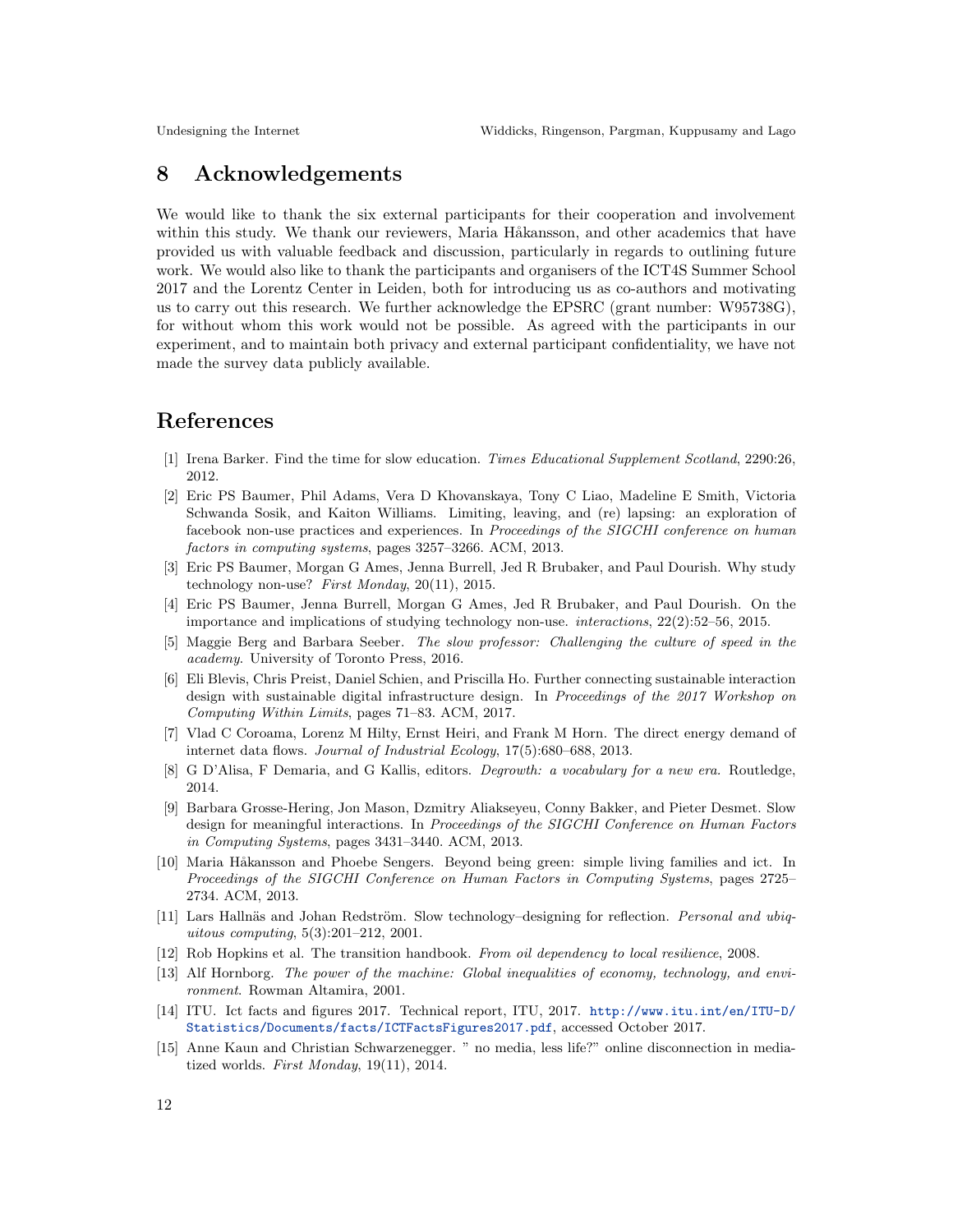## 8 Acknowledgements

We would like to thank the six external participants for their cooperation and involvement within this study. We thank our reviewers, Maria Håkansson, and other academics that have provided us with valuable feedback and discussion, particularly in regards to outlining future work. We would also like to thank the participants and organisers of the ICT4S Summer School 2017 and the Lorentz Center in Leiden, both for introducing us as co-authors and motivating us to carry out this research. We further acknowledge the EPSRC (grant number: W95738G), for without whom this work would not be possible. As agreed with the participants in our experiment, and to maintain both privacy and external participant confidentiality, we have not made the survey data publicly available.

## References

[1] Irena Barker. Find the time for slow education. *Times Educational Supplement Scotland*, 2290:26, 2012.

[2] Eric PS Baumer, Phil Adams, Vera D Khovanskaya, Tony C Liao, Madeline E Smith, Victoria Schwanda Sosik, and Kaiton Williams. Limiting, leaving, and (re) lapsing: an exploration of facebook non-use practices and experiences. In *Proceedings of the SIGCHI conference on human factors in computing systems*, pages 3257–3266. ACM, 2013.

[3] Eric PS Baumer, Morgan G Ames, Jenna Burrell, Jed R Brubaker, and Paul Dourish. Why study technology non-use? *First Monday*, 20(11), 2015.

[4] Eric PS Baumer, Jenna Burrell, Morgan G Ames, Jed R Brubaker, and Paul Dourish. On the importance and implications of studying technology non-use. *interactions*, 22(2):52–56, 2015.

[5] Maggie Berg and Barbara Seeber. *The slow professor: Challenging the culture of speed in the academy*. University of Toronto Press, 2016.

[6] Eli Blevis, Chris Preist, Daniel Schien, and Priscilla Ho. Further connecting sustainable interaction design with sustainable digital infrastructure design. In *Proceedings of the 2017 Workshop on Computing Within Limits*, pages 71–83. ACM, 2017.

[7] Vlad C Coroama, Lorenz M Hilty, Ernst Heiri, and Frank M Horn. The direct energy demand of internet data flows. *Journal of Industrial Ecology*, 17(5):680–688, 2013.

[8] G D'Alisa, F Demaria, and G Kallis, editors. *Degrowth: a vocabulary for a new era*. Routledge, 2014.

[9] Barbara Grosse-Hering, Jon Mason, Dzmitry Aliakseyeu, Conny Bakker, and Pieter Desmet. Slow design for meaningful interactions. In *Proceedings of the SIGCHI Conference on Human Factors in Computing Systems*, pages 3431–3440. ACM, 2013.

[10] Maria Håkansson and Phoebe Sengers. Beyond being green: simple living families and ict. In *Proceedings of the SIGCHI Conference on Human Factors in Computing Systems*, pages 2725–2734. ACM, 2013.

[11] Lars Hallnäs and Johan Redström. Slow technology–designing for reflection. *Personal and ubiquitous computing*, 5(3):201–212, 2001.

[12] Rob Hopkins et al. The transition handbook. *From oil dependency to local resilience*, 2008.

[13] Alf Hornborg. *The power of the machine: Global inequalities of economy, technology, and environment*. Rowman Altamira, 2001.

[14] ITU. Ict facts and figures 2017. Technical report, ITU, 2017. http://www.itu.int/en/ITU-D/Statistics/Documents/facts/ICTFactsFigures2017.pdf, accessed October 2017.

[15] Anne Kaun and Christian Schwarzenegger. " no media, less life?" online disconnection in mediatized worlds. *First Monday*, 19(11), 2014.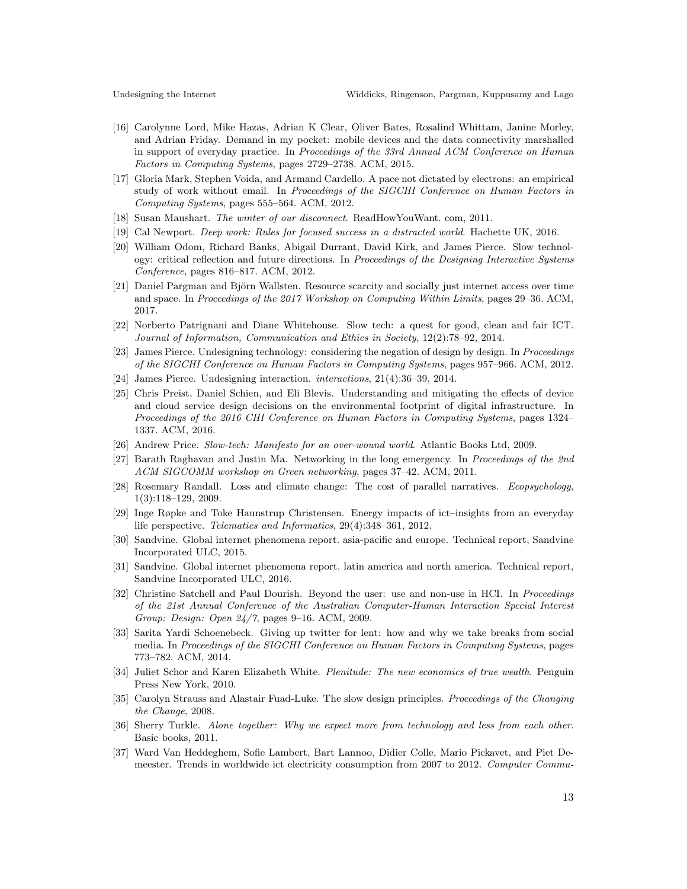[16] Carolynne Lord, Mike Hazas, Adrian K Clear, Oliver Bates, Rosalind Whittam, Janine Morley, and Adrian Friday. Demand in my pocket: mobile devices and the data connectivity marshalled in support of everyday practice. In *Proceedings of the 33rd Annual ACM Conference on Human Factors in Computing Systems*, pages 2729–2738. ACM, 2015.

[17] Gloria Mark, Stephen Voida, and Armand Cardello. A pace not dictated by electrons: an empirical study of work without email. In *Proceedings of the SIGCHI Conference on Human Factors in Computing Systems*, pages 555–564. ACM, 2012.

[18] Susan Maushart. *The winter of our disconnect*. ReadHowYouWant. com, 2011.

[19] Cal Newport. *Deep work: Rules for focused success in a distracted world*. Hachette UK, 2016.

[20] William Odom, Richard Banks, Abigail Durrant, David Kirk, and James Pierce. Slow technology: critical reflection and future directions. In *Proceedings of the Designing Interactive Systems Conference*, pages 816–817. ACM, 2012.

[21] Daniel Pargman and Björn Wallsten. Resource scarcity and socially just internet access over time and space. In *Proceedings of the 2017 Workshop on Computing Within Limits*, pages 29–36. ACM, 2017.

[22] Norberto Patrignani and Diane Whitehouse. Slow tech: a quest for good, clean and fair ICT. *Journal of Information, Communication and Ethics in Society*, 12(2):78–92, 2014.

[23] James Pierce. Undesigning technology: considering the negation of design by design. In *Proceedings of the SIGCHI Conference on Human Factors in Computing Systems*, pages 957–966. ACM, 2012.

[24] James Pierce. Undesigning interaction. *interactions*, 21(4):36–39, 2014.

[25] Chris Preist, Daniel Schien, and Eli Blevis. Understanding and mitigating the effects of device and cloud service design decisions on the environmental footprint of digital infrastructure. In *Proceedings of the 2016 CHI Conference on Human Factors in Computing Systems*, pages 1324–1337. ACM, 2016.

[26] Andrew Price. *Slow-tech: Manifesto for an over-wound world*. Atlantic Books Ltd, 2009.

[27] Barath Raghavan and Justin Ma. Networking in the long emergency. In *Proceedings of the 2nd ACM SIGCOMM workshop on Green networking*, pages 37–42. ACM, 2011.

[28] Rosemary Randall. Loss and climate change: The cost of parallel narratives. *Ecopsychology*, 1(3):118–129, 2009.

[29] Inge Røpke and Toke Haunstrup Christensen. Energy impacts of ict–insights from an everyday life perspective. *Telematics and Informatics*, 29(4):348–361, 2012.

[30] Sandvine. Global internet phenomena report. asia-pacific and europe. Technical report, Sandvine Incorporated ULC, 2015.

[31] Sandvine. Global internet phenomena report. latin america and north america. Technical report, Sandvine Incorporated ULC, 2016.

[32] Christine Satchell and Paul Dourish. Beyond the user: use and non-use in HCI. In *Proceedings of the 21st Annual Conference of the Australian Computer-Human Interaction Special Interest Group: Design: Open 24/7*, pages 9–16. ACM, 2009.

[33] Sarita Yardi Schoenebeck. Giving up twitter for lent: how and why we take breaks from social media. In *Proceedings of the SIGCHI Conference on Human Factors in Computing Systems*, pages 773–782. ACM, 2014.

[34] Juliet Schor and Karen Elizabeth White. *Plenitude: The new economics of true wealth*. Penguin Press New York, 2010.

[35] Carolyn Strauss and Alastair Fuad-Luke. The slow design principles. *Proceedings of the Changing the Change*, 2008.

[36] Sherry Turkle. *Alone together: Why we expect more from technology and less from each other*. Basic books, 2011.

[37] Ward Van Heddeghem, Sofie Lambert, Bart Lannoo, Didier Colle, Mario Pickavet, and Piet Demeester. Trends in worldwide ict electricity consumption from 2007 to 2012. *Computer Commu-*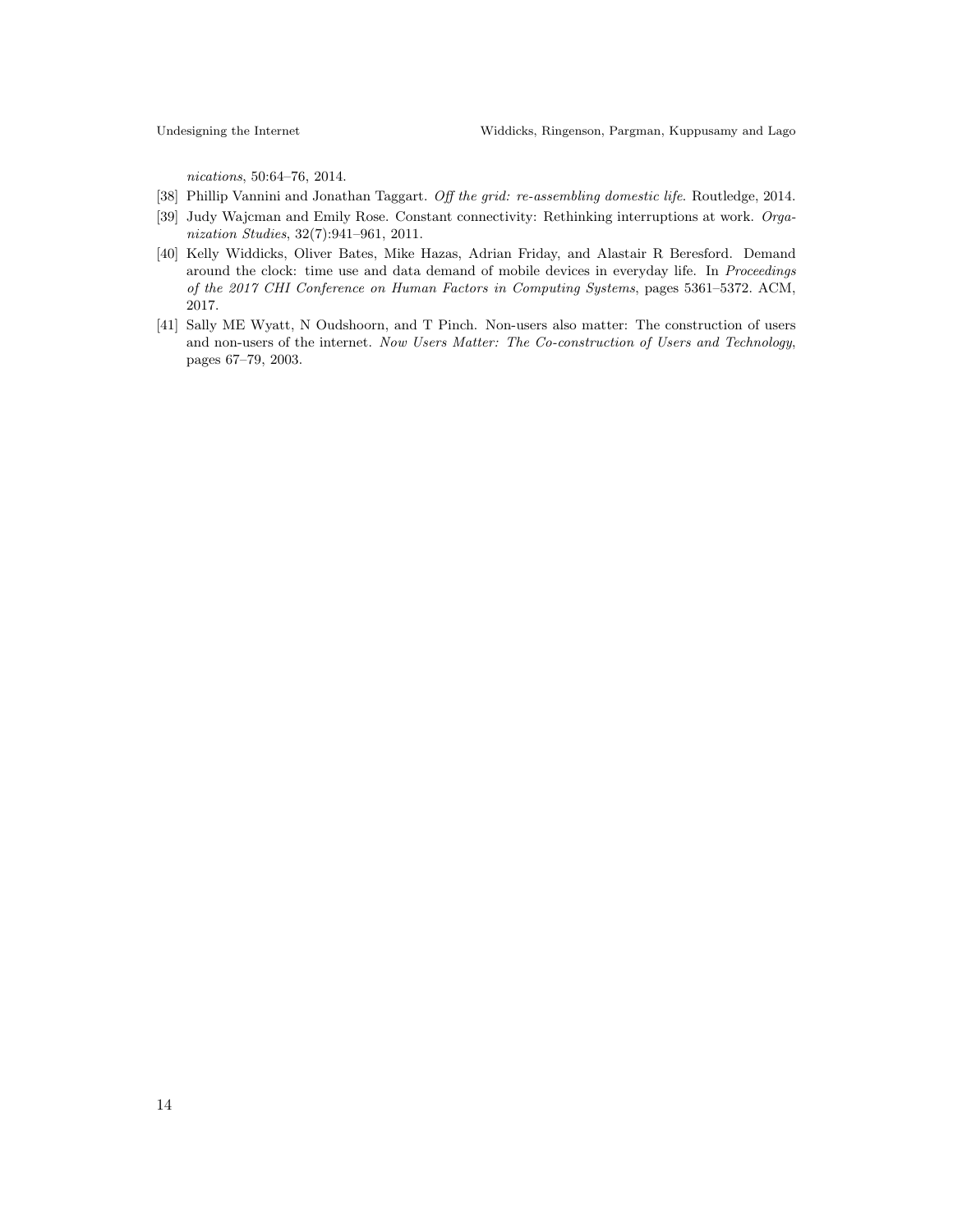*nications*, 50:64–76, 2014.

[38] Phillip Vannini and Jonathan Taggart. *Off the grid: re-assembling domestic life*. Routledge, 2014.

[39] Judy Wajcman and Emily Rose. Constant connectivity: Rethinking interruptions at work. *Organization Studies*, 32(7):941–961, 2011.

[40] Kelly Widdicks, Oliver Bates, Mike Hazas, Adrian Friday, and Alastair R Beresford. Demand around the clock: time use and data demand of mobile devices in everyday life. In *Proceedings of the 2017 CHI Conference on Human Factors in Computing Systems*, pages 5361–5372. ACM, 2017.

[41] Sally ME Wyatt, N Oudshoorn, and T Pinch. Non-users also matter: The construction of users and non-users of the internet. *Now Users Matter: The Co-construction of Users and Technology*, pages 67–79, 2003.